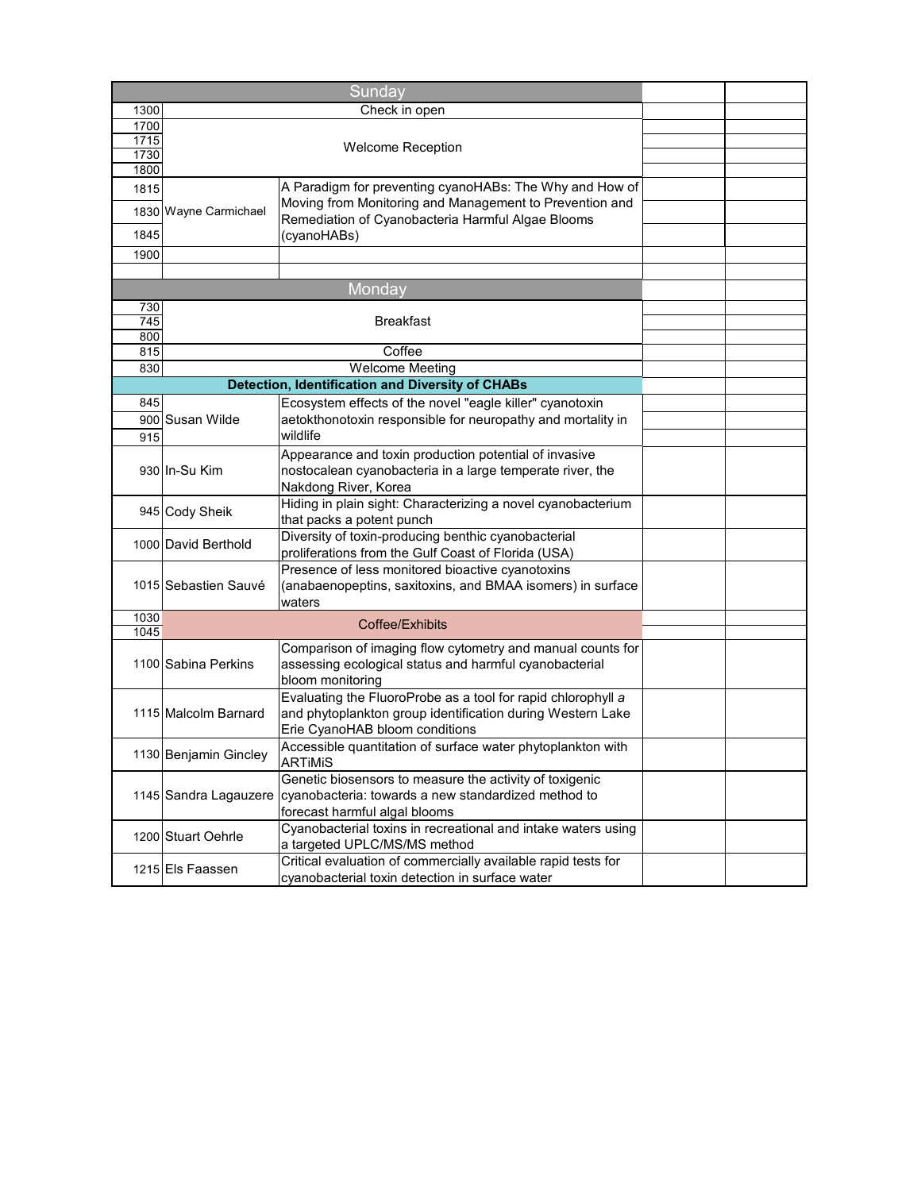| Sunday | | | | |
|---|---|---|---|---|
| 1300 | Check in open | | | |
| 1700 | Welcome Reception | | | |
| 1715 | | | | |
| 1730 | | | | |
| 1800 | | | | |
| 1815 | Wayne Carmichael | A Paradigm for preventing cyanoHABs: The Why and How of Moving from Monitoring and Management to Prevention and Remediation of Cyanobacteria Harmful Algae Blooms (cyanoHABs) | | |
| 1830 | | | | |
| 1845 | | | | |
| 1900 | | | | |
| | | | | |
| **Monday** | | | | |
| 730 | Breakfast | | | |
| 745 | | | | |
| 800 | | | | |
| 815 | Coffee | | | |
| 830 | Welcome Meeting | | | |
| **Detection, Identification and Diversity of CHABs** | | | | |
| 845 | Susan Wilde | Ecosystem effects of the novel "eagle killer" cyanotoxin aetokthonotoxin responsible for neuropathy and mortality in wildlife | | |
| 900 | | | | |
| 915 | | | | |
| 930 | In-Su Kim | Appearance and toxin production potential of invasive nostocalean cyanobacteria in a large temperate river, the Nakdong River, Korea | | |
| 945 | Cody Sheik | Hiding in plain sight: Characterizing a novel cyanobacterium that packs a potent punch | | |
| 1000 | David Berthold | Diversity of toxin-producing benthic cyanobacterial proliferations from the Gulf Coast of Florida (USA) | | |
| 1015 | Sebastien Sauvé | Presence of less monitored bioactive cyanotoxins (anabaenopeptins, saxitoxins, and BMAA isomers) in surface waters | | |
| 1030 | Coffee/Exhibits | | | |
| 1045 | | | | |
| 1100 | Sabina Perkins | Comparison of imaging flow cytometry and manual counts for assessing ecological status and harmful cyanobacterial bloom monitoring | | |
| 1115 | Malcolm Barnard | Evaluating the FluoroProbe as a tool for rapid chlorophyll *a* and phytoplankton group identification during Western Lake Erie CyanoHAB bloom conditions | | |
| 1130 | Benjamin Gincley | Accessible quantitation of surface water phytoplankton with ARTiMiS | | |
| 1145 | Sandra Lagauzere | Genetic biosensors to measure the activity of toxigenic cyanobacteria: towards a new standardized method to forecast harmful algal blooms | | |
| 1200 | Stuart Oehrle | Cyanobacterial toxins in recreational and intake waters using a targeted UPLC/MS/MS method | | |
| 1215 | Els Faassen | Critical evaluation of commercially available rapid tests for cyanobacterial toxin detection in surface water | | |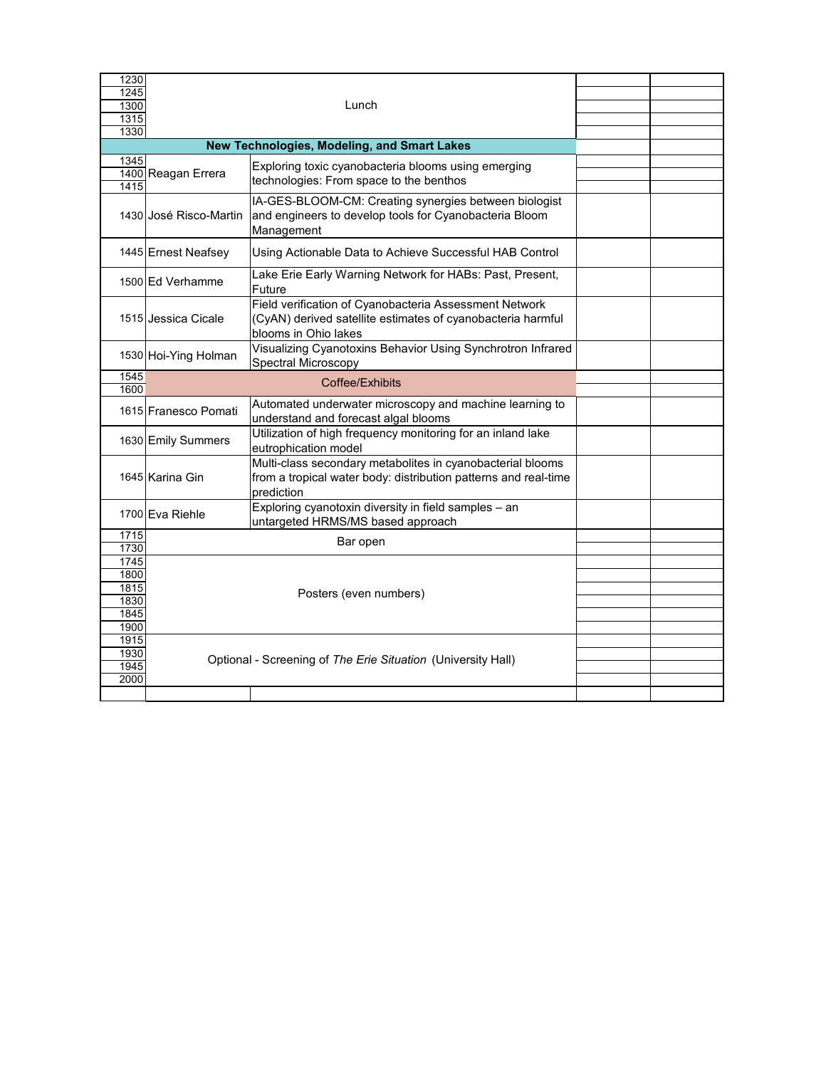| Time | Speaker | Title | | |
|---|---|---|---|---|
| 1230 | Lunch | | | |
| 1245 | | | | |
| 1300 | | | | |
| 1315 | | | | |
| 1330 | | | | |
| **New Technologies, Modeling, and Smart Lakes** | | | | |
| 1345 | Reagan Errera | Exploring toxic cyanobacteria blooms using emerging technologies: From space to the benthos | | |
| 1400 | | | | |
| 1415 | | | | |
| 1430 | José Risco-Martin | IA-GES-BLOOM-CM: Creating synergies between biologist and engineers to develop tools for Cyanobacteria Bloom Management | | |
| 1445 | Ernest Neafsey | Using Actionable Data to Achieve Successful HAB Control | | |
| 1500 | Ed Verhamme | Lake Erie Early Warning Network for HABs: Past, Present, Future | | |
| 1515 | Jessica Cicale | Field verification of Cyanobacteria Assessment Network (CyAN) derived satellite estimates of cyanobacteria harmful blooms in Ohio lakes | | |
| 1530 | Hoi-Ying Holman | Visualizing Cyanotoxins Behavior Using Synchrotron Infrared Spectral Microscopy | | |
| 1545 | Coffee/Exhibits | | | |
| 1600 | | | | |
| 1615 | Franesco Pomati | Automated underwater microscopy and machine learning to understand and forecast algal blooms | | |
| 1630 | Emily Summers | Utilization of high frequency monitoring for an inland lake eutrophication model | | |
| 1645 | Karina Gin | Multi-class secondary metabolites in cyanobacterial blooms from a tropical water body: distribution patterns and real-time prediction | | |
| 1700 | Eva Riehle | Exploring cyanotoxin diversity in field samples – an untargeted HRMS/MS based approach | | |
| 1715 | Bar open | | | |
| 1730 | | | | |
| 1745 | Posters (even numbers) | | | |
| 1800 | | | | |
| 1815 | | | | |
| 1830 | | | | |
| 1845 | | | | |
| 1900 | | | | |
| 1915 | Optional - Screening of *The Erie Situation* (University Hall) | | | |
| 1930 | | | | |
| 1945 | | | | |
| 2000 | | | | |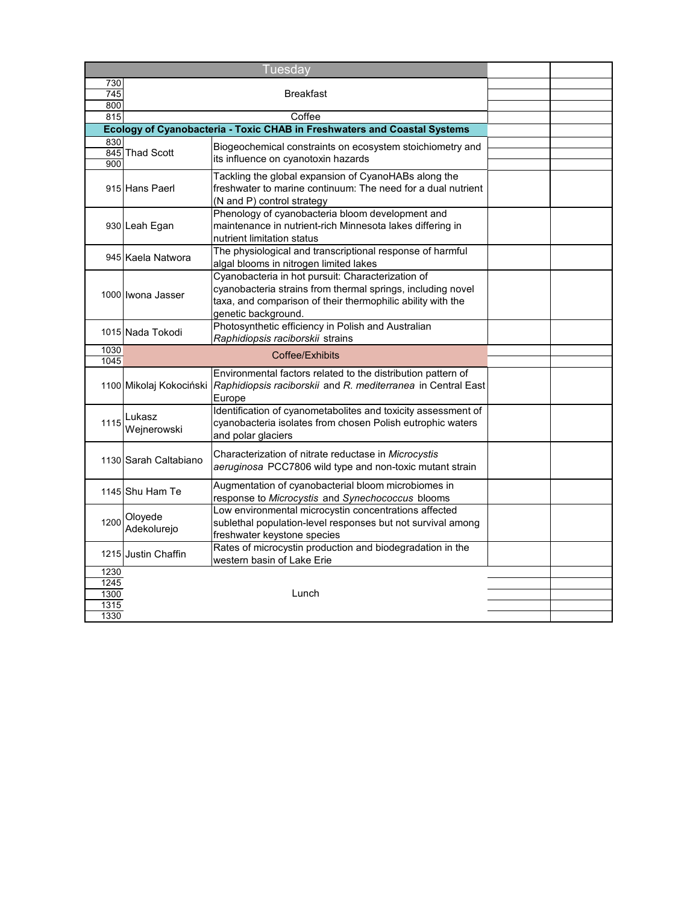## Tuesday

| Time | Speaker | Title | | |
|---|---|---|---|---|
| 730 | | Breakfast | | |
| 745 | | | | |
| 800 | | | | |
| 815 | | Coffee | | |
| **Ecology of Cyanobacteria - Toxic CHAB in Freshwaters and Coastal Systems** | | | | |
| 830 | Thad Scott | Biogeochemical constraints on ecosystem stoichiometry and its influence on cyanotoxin hazards | | |
| 845 | | | | |
| 900 | | | | |
| 915 | Hans Paerl | Tackling the global expansion of CyanoHABs along the freshwater to marine continuum: The need for a dual nutrient (N and P) control strategy | | |
| 930 | Leah Egan | Phenology of cyanobacteria bloom development and maintenance in nutrient-rich Minnesota lakes differing in nutrient limitation status | | |
| 945 | Kaela Natwora | The physiological and transcriptional response of harmful algal blooms in nitrogen limited lakes | | |
| 1000 | Iwona Jasser | Cyanobacteria in hot pursuit: Characterization of cyanobacteria strains from thermal springs, including novel taxa, and comparison of their thermophilic ability with the genetic background. | | |
| 1015 | Nada Tokodi | Photosynthetic efficiency in Polish and Australian *Raphidiopsis raciborskii* strains | | |
| 1030 | | Coffee/Exhibits | | |
| 1045 | | | | |
| 1100 | Mikolaj Kokociński | Environmental factors related to the distribution pattern of *Raphidiopsis raciborskii* and *R. mediterranea* in Central East Europe | | |
| 1115 | Lukasz Wejnerowski | Identification of cyanometabolites and toxicity assessment of cyanobacteria isolates from chosen Polish eutrophic waters and polar glaciers | | |
| 1130 | Sarah Caltabiano | Characterization of nitrate reductase in *Microcystis aeruginosa* PCC7806 wild type and non-toxic mutant strain | | |
| 1145 | Shu Ham Te | Augmentation of cyanobacterial bloom microbiomes in response to *Microcystis* and *Synechococcus* blooms | | |
| 1200 | Oloyede Adekolurejo | Low environmental microcystin concentrations affected sublethal population-level responses but not survival among freshwater keystone species | | |
| 1215 | Justin Chaffin | Rates of microcystin production and biodegradation in the western basin of Lake Erie | | |
| 1230 | | Lunch | | |
| 1245 | | | | |
| 1300 | | | | |
| 1315 | | | | |
| 1330 | | | | |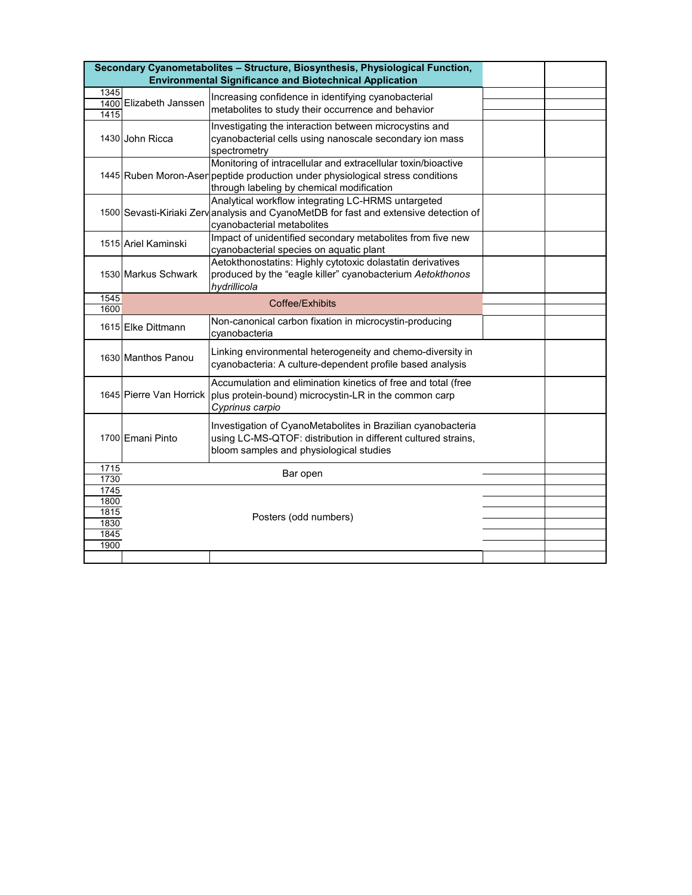| Secondary Cyanometabolites – Structure, Biosynthesis, Physiological Function, Environmental Significance and Biotechnical Application | | | | |
|---|---|---|---|---|
| 1345 | | | | |
| 1400 | Elizabeth Janssen | Increasing confidence in identifying cyanobacterial metabolites to study their occurrence and behavior | | |
| 1415 | | | | |
| 1430 | John Ricca | Investigating the interaction between microcystins and cyanobacterial cells using nanoscale secondary ion mass spectrometry | | |
| 1445 | Ruben Moron-Aser | Monitoring of intracellular and extracellular toxin/bioactive peptide production under physiological stress conditions through labeling by chemical modification | | |
| 1500 | Sevasti-Kiriaki Zerv | Analytical workflow integrating LC-HRMS untargeted analysis and CyanoMetDB for fast and extensive detection of cyanobacterial metabolites | | |
| 1515 | Ariel Kaminski | Impact of unidentified secondary metabolites from five new cyanobacterial species on aquatic plant | | |
| 1530 | Markus Schwark | Aetokthonostatins: Highly cytotoxic dolastatin derivatives produced by the "eagle killer" cyanobacterium *Aetokthonos hydrillicola* | | |
| 1545 | Coffee/Exhibits | | | |
| 1600 | | | | |
| 1615 | Elke Dittmann | Non-canonical carbon fixation in microcystin-producing cyanobacteria | | |
| 1630 | Manthos Panou | Linking environmental heterogeneity and chemo-diversity in cyanobacteria: A culture-dependent profile based analysis | | |
| 1645 | Pierre Van Horrick | Accumulation and elimination kinetics of free and total (free plus protein-bound) microcystin-LR in the common carp *Cyprinus carpio* | | |
| 1700 | Emani Pinto | Investigation of CyanoMetabolites in Brazilian cyanobacteria using LC-MS-QTOF: distribution in different cultured strains, bloom samples and physiological studies | | |
| 1715 | Bar open | | | |
| 1730 | | | | |
| 1745 | Posters (odd numbers) | | | |
| 1800 | | | | |
| 1815 | | | | |
| 1830 | | | | |
| 1845 | | | | |
| 1900 | | | | |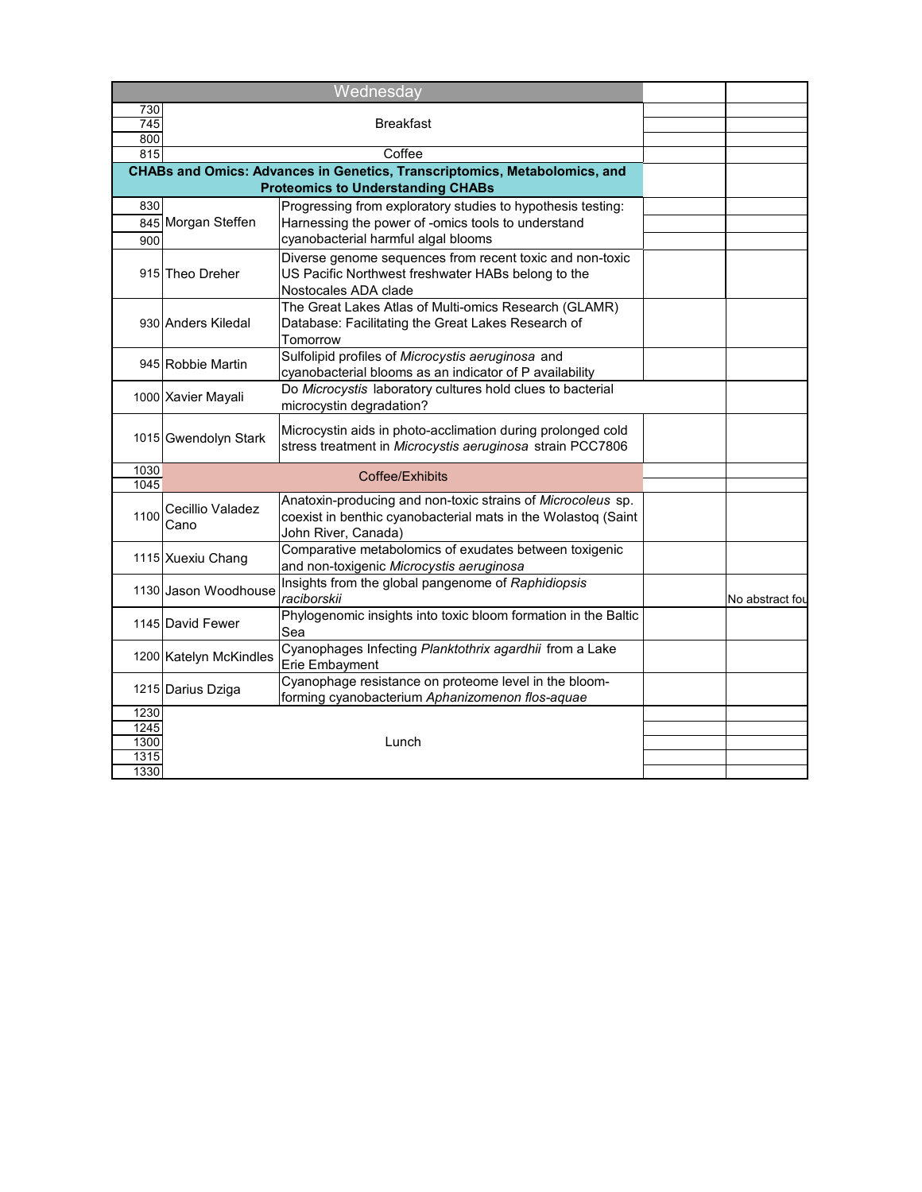| Wednesday | | | | |
|---|---|---|---|---|
| 730 | Breakfast | | | |
| 745 | | | | |
| 800 | | | | |
| 815 | Coffee | | | |
| **CHABs and Omics: Advances in Genetics, Transcriptomics, Metabolomics, and Proteomics to Understanding CHABs** | | | | |
| 830 | Morgan Steffen | Progressing from exploratory studies to hypothesis testing: Harnessing the power of -omics tools to understand cyanobacterial harmful algal blooms | | |
| 845 | | | | |
| 900 | | | | |
| 915 | Theo Dreher | Diverse genome sequences from recent toxic and non-toxic US Pacific Northwest freshwater HABs belong to the Nostocales ADA clade | | |
| 930 | Anders Kiledal | The Great Lakes Atlas of Multi-omics Research (GLAMR) Database: Facilitating the Great Lakes Research of Tomorrow | | |
| 945 | Robbie Martin | Sulfolipid profiles of *Microcystis aeruginosa* and cyanobacterial blooms as an indicator of P availability | | |
| 1000 | Xavier Mayali | Do *Microcystis* laboratory cultures hold clues to bacterial microcystin degradation? | | |
| 1015 | Gwendolyn Stark | Microcystin aids in photo-acclimation during prolonged cold stress treatment in *Microcystis aeruginosa* strain PCC7806 | | |
| 1030 | Coffee/Exhibits | | | |
| 1045 | | | | |
| 1100 | Cecillio Valadez Cano | Anatoxin-producing and non-toxic strains of *Microcoleus* sp. coexist in benthic cyanobacterial mats in the Wolastoq (Saint John River, Canada) | | |
| 1115 | Xuexiu Chang | Comparative metabolomics of exudates between toxigenic and non-toxigenic *Microcystis aeruginosa* | | |
| 1130 | Jason Woodhouse | Insights from the global pangenome of *Raphidiopsis raciborskii* | | No abstract fou |
| 1145 | David Fewer | Phylogenomic insights into toxic bloom formation in the Baltic Sea | | |
| 1200 | Katelyn McKindles | Cyanophages Infecting *Planktothrix agardhii* from a Lake Erie Embayment | | |
| 1215 | Darius Dziga | Cyanophage resistance on proteome level in the bloom-forming cyanobacterium *Aphanizomenon flos-aquae* | | |
| 1230 | Lunch | | | |
| 1245 | | | | |
| 1300 | | | | |
| 1315 | | | | |
| 1330 | | | | |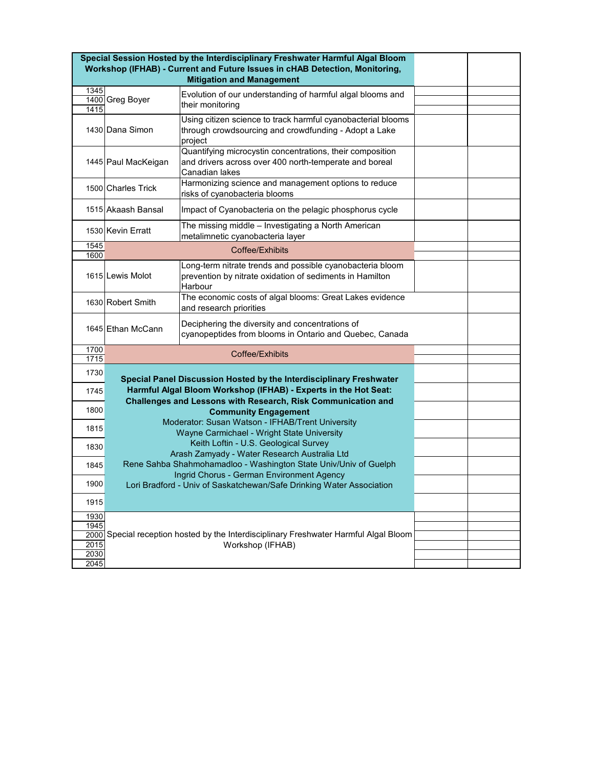| Special Session Hosted by the Interdisciplinary Freshwater Harmful Algal Bloom Workshop (IFHAB) - Current and Future Issues in cHAB Detection, Monitoring, Mitigation and Management | | | | |
|---|---|---|---|---|
| 1345 | Greg Boyer | Evolution of our understanding of harmful algal blooms and their monitoring | | |
| 1400 | | | | |
| 1415 | | | | |
| 1430 | Dana Simon | Using citizen science to track harmful cyanobacterial blooms through crowdsourcing and crowdfunding - Adopt a Lake project | | |
| 1445 | Paul MacKeigan | Quantifying microcystin concentrations, their composition and drivers across over 400 north-temperate and boreal Canadian lakes | | |
| 1500 | Charles Trick | Harmonizing science and management options to reduce risks of cyanobacteria blooms | | |
| 1515 | Akaash Bansal | Impact of Cyanobacteria on the pelagic phosphorus cycle | | |
| 1530 | Kevin Erratt | The missing middle – Investigating a North American metalimnetic cyanobacteria layer | | |
| 1545 | Coffee/Exhibits | | | |
| 1600 | | | | |
| 1615 | Lewis Molot | Long-term nitrate trends and possible cyanobacteria bloom prevention by nitrate oxidation of sediments in Hamilton Harbour | | |
| 1630 | Robert Smith | The economic costs of algal blooms: Great Lakes evidence and research priorities | | |
| 1645 | Ethan McCann | Deciphering the diversity and concentrations of cyanopeptides from blooms in Ontario and Quebec, Canada | | |
| 1700 | Coffee/Exhibits | | | |
| 1715 | | | | |
| 1730 | **Special Panel Discussion Hosted by the Interdisciplinary Freshwater Harmful Algal Bloom Workshop (IFHAB) - Experts in the Hot Seat: Challenges and Lessons with Research, Risk Communication and Community Engagement** Moderator: Susan Watson - IFHAB/Trent University; Wayne Carmichael - Wright State University; Keith Loftin - U.S. Geological Survey; Arash Zamyady - Water Research Australia Ltd; Rene Sahba Shahmohamadloo - Washington State Univ/Univ of Guelph; Ingrid Chorus - German Environment Agency; Lori Bradford - Univ of Saskatchewan/Safe Drinking Water Association | | | |
| 1745 | | | | |
| 1800 | | | | |
| 1815 | | | | |
| 1830 | | | | |
| 1845 | | | | |
| 1900 | | | | |
| 1915 | | | | |
| 1930 | Special reception hosted by the Interdisciplinary Freshwater Harmful Algal Bloom Workshop (IFHAB) | | | |
| 1945 | | | | |
| 2000 | | | | |
| 2015 | | | | |
| 2030 | | | | |
| 2045 | | | | |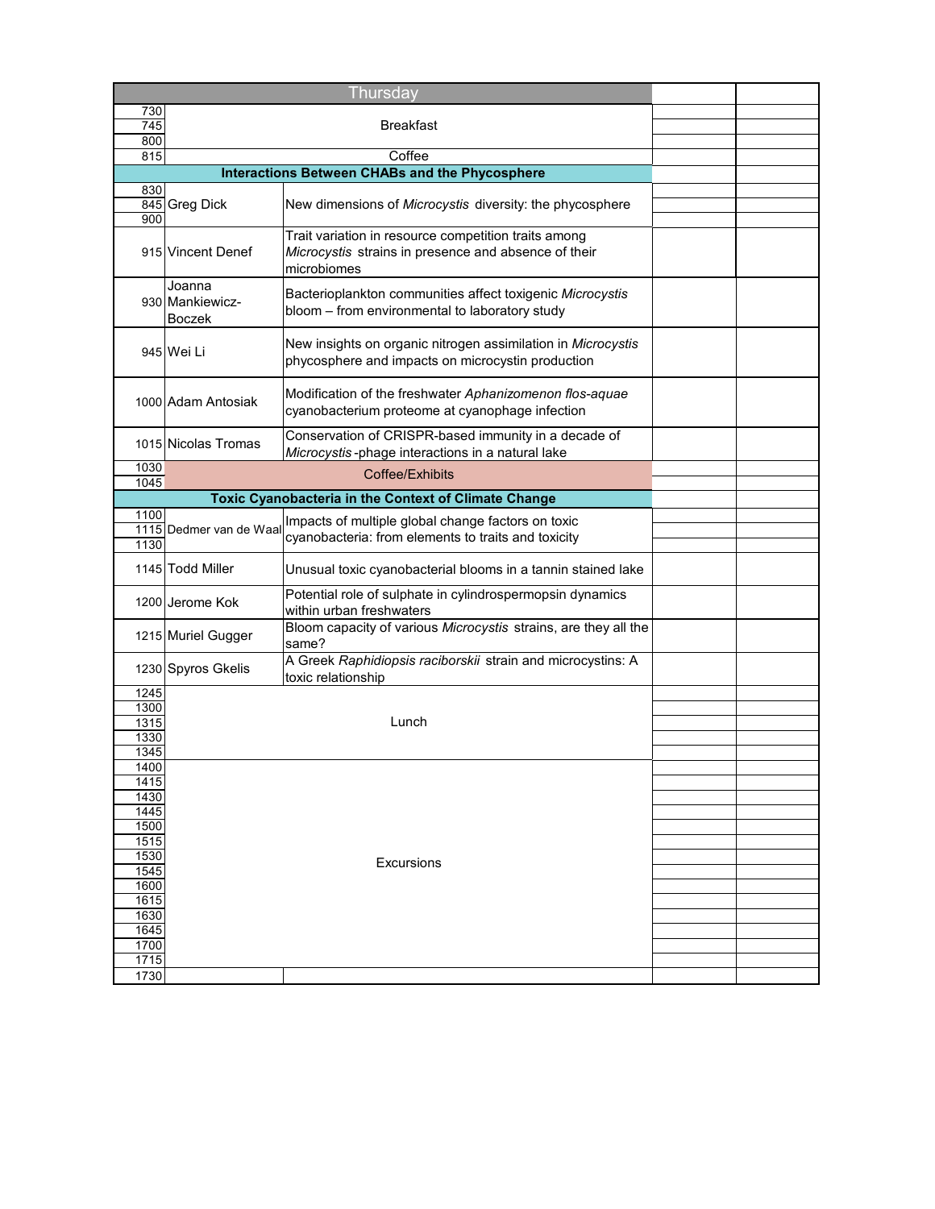## Thursday

| Time | Speaker | Title | | |
|---|---|---|---|---|
| 730 | Breakfast | | | |
| 745 | | | | |
| 800 | | | | |
| 815 | Coffee | | | |
| **Interactions Between CHABs and the Phycosphere** | | | | |
| 830 | Greg Dick | New dimensions of *Microcystis* diversity: the phycosphere | | |
| 845 | | | | |
| 900 | | | | |
| 915 | Vincent Denef | Trait variation in resource competition traits among *Microcystis* strains in presence and absence of their microbiomes | | |
| 930 | Joanna Mankiewicz-Boczek | Bacterioplankton communities affect toxigenic *Microcystis* bloom – from environmental to laboratory study | | |
| 945 | Wei Li | New insights on organic nitrogen assimilation in *Microcystis* phycosphere and impacts on microcystin production | | |
| 1000 | Adam Antosiak | Modification of the freshwater *Aphanizomenon flos-aquae* cyanobacterium proteome at cyanophage infection | | |
| 1015 | Nicolas Tromas | Conservation of CRISPR-based immunity in a decade of *Microcystis*-phage interactions in a natural lake | | |
| 1030 | Coffee/Exhibits | | | |
| 1045 | | | | |
| **Toxic Cyanobacteria in the Context of Climate Change** | | | | |
| 1100 | Dedmer van de Waal | Impacts of multiple global change factors on toxic cyanobacteria: from elements to traits and toxicity | | |
| 1115 | | | | |
| 1130 | | | | |
| 1145 | Todd Miller | Unusual toxic cyanobacterial blooms in a tannin stained lake | | |
| 1200 | Jerome Kok | Potential role of sulphate in cylindrospermopsin dynamics within urban freshwaters | | |
| 1215 | Muriel Gugger | Bloom capacity of various *Microcystis* strains, are they all the same? | | |
| 1230 | Spyros Gkelis | A Greek *Raphidiopsis raciborskii* strain and microcystins: A toxic relationship | | |
| 1245 | Lunch | | | |
| 1300 | | | | |
| 1315 | | | | |
| 1330 | | | | |
| 1345 | | | | |
| 1400 | Excursions | | | |
| 1415 | | | | |
| 1430 | | | | |
| 1445 | | | | |
| 1500 | | | | |
| 1515 | | | | |
| 1530 | | | | |
| 1545 | | | | |
| 1600 | | | | |
| 1615 | | | | |
| 1630 | | | | |
| 1645 | | | | |
| 1700 | | | | |
| 1715 | | | | |
| 1730 | | | | |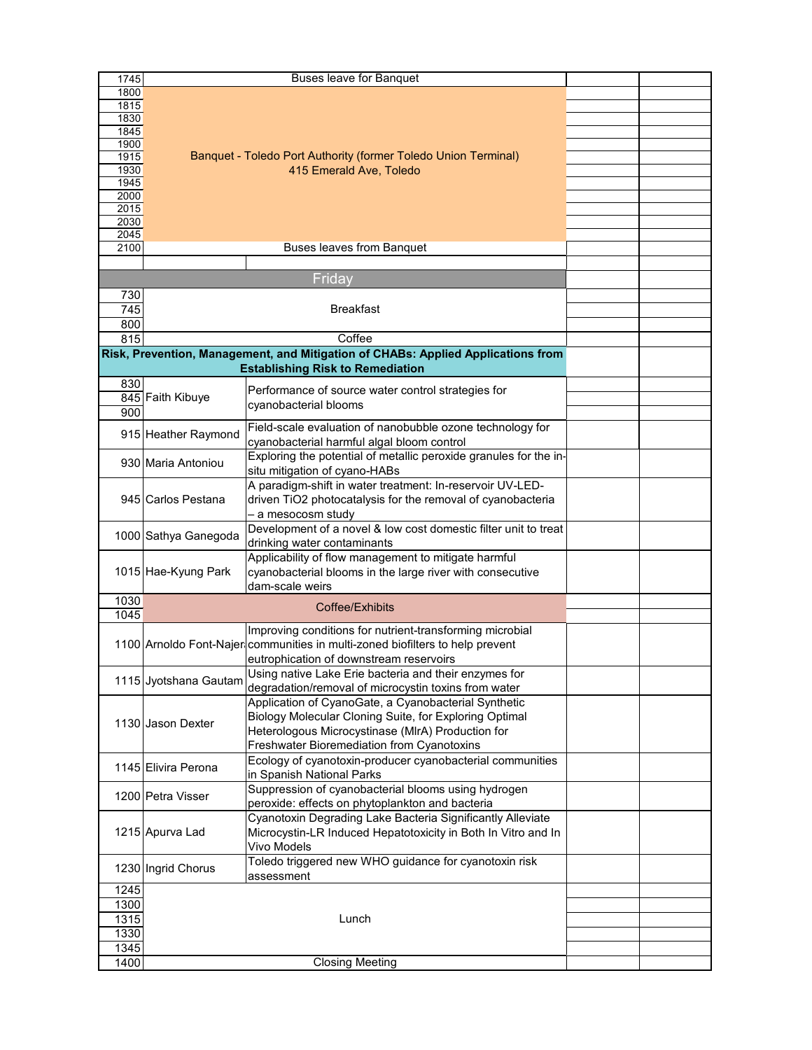| | | | | |
|---|---|---|---|---|
| 1745 | Buses leave for Banquet | | | |
| 1800 | Banquet - Toledo Port Authority (former Toledo Union Terminal) 415 Emerald Ave, Toledo | | | |
| 1815 | | | | |
| 1830 | | | | |
| 1845 | | | | |
| 1900 | | | | |
| 1915 | | | | |
| 1930 | | | | |
| 1945 | | | | |
| 2000 | | | | |
| 2015 | | | | |
| 2030 | | | | |
| 2045 | | | | |
| 2100 | Buses leaves from Banquet | | | |
| | | | | |
| **Friday** | | | | |
| 730 | Breakfast | | | |
| 745 | | | | |
| 800 | | | | |
| 815 | Coffee | | | |
| **Risk, Prevention, Management, and Mitigation of CHABs: Applied Applications from Establishing Risk to Remediation** | | | | |
| 830 | Faith Kibuye | Performance of source water control strategies for cyanobacterial blooms | | |
| 845 | | | | |
| 900 | | | | |
| 915 | Heather Raymond | Field-scale evaluation of nanobubble ozone technology for cyanobacterial harmful algal bloom control | | |
| 930 | Maria Antoniou | Exploring the potential of metallic peroxide granules for the in-situ mitigation of cyano-HABs | | |
| 945 | Carlos Pestana | A paradigm-shift in water treatment: In-reservoir UV-LED-driven TiO2 photocatalysis for the removal of cyanobacteria – a mesocosm study | | |
| 1000 | Sathya Ganegoda | Development of a novel & low cost domestic filter unit to treat drinking water contaminants | | |
| 1015 | Hae-Kyung Park | Applicability of flow management to mitigate harmful cyanobacterial blooms in the large river with consecutive dam-scale weirs | | |
| 1030 | Coffee/Exhibits | | | |
| 1045 | | | | |
| 1100 | Arnoldo Font-Najer | Improving conditions for nutrient-transforming microbial communities in multi-zoned biofilters to help prevent eutrophication of downstream reservoirs | | |
| 1115 | Jyotshana Gautam | Using native Lake Erie bacteria and their enzymes for degradation/removal of microcystin toxins from water | | |
| 1130 | Jason Dexter | Application of CyanoGate, a Cyanobacterial Synthetic Biology Molecular Cloning Suite, for Exploring Optimal Heterologous Microcystinase (MlrA) Production for Freshwater Bioremediation from Cyanotoxins | | |
| 1145 | Elivira Perona | Ecology of cyanotoxin-producer cyanobacterial communities in Spanish National Parks | | |
| 1200 | Petra Visser | Suppression of cyanobacterial blooms using hydrogen peroxide: effects on phytoplankton and bacteria | | |
| 1215 | Apurva Lad | Cyanotoxin Degrading Lake Bacteria Significantly Alleviate Microcystin-LR Induced Hepatotoxicity in Both In Vitro and In Vivo Models | | |
| 1230 | Ingrid Chorus | Toledo triggered new WHO guidance for cyanotoxin risk assessment | | |
| 1245 | Lunch | | | |
| 1300 | | | | |
| 1315 | | | | |
| 1330 | | | | |
| 1345 | | | | |
| 1400 | Closing Meeting | | | |